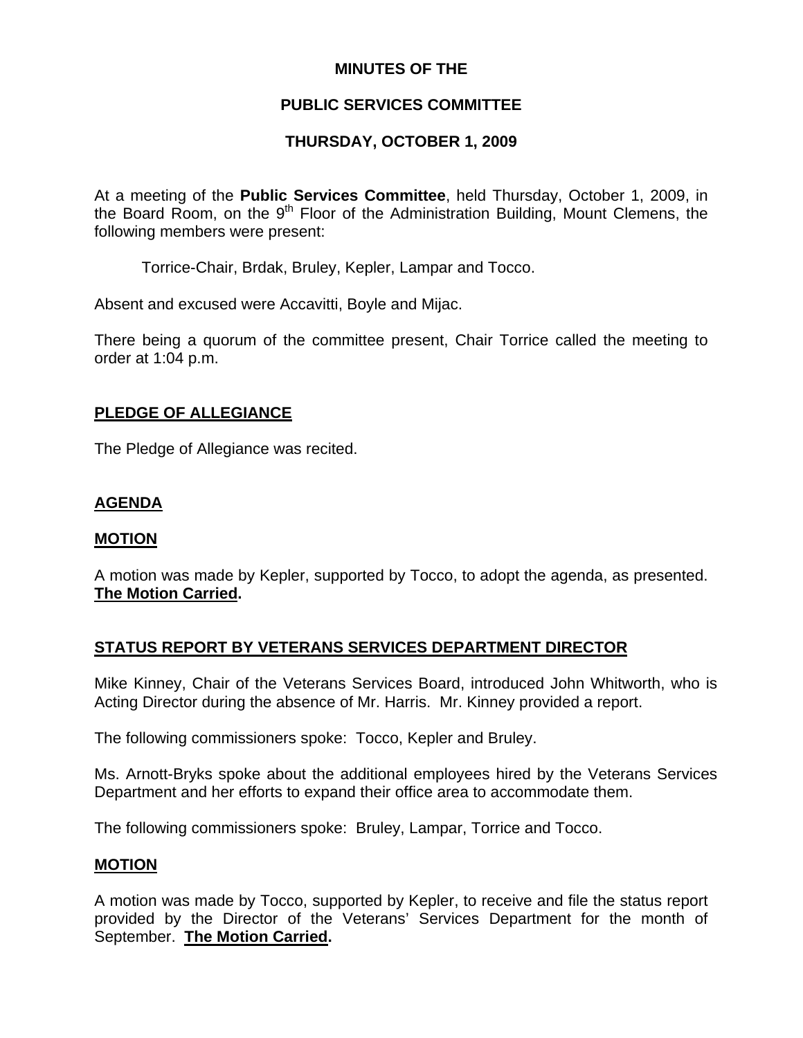**MINUTES OF THE**

**PUBLIC SERVICES COMMITTEE**

**THURSDAY, OCTOBER 1, 2009**

At a meeting of the **Public Services Committee**, held Thursday, October 1, 2009, in the Board Room, on the 9th Floor of the Administration Building, Mount Clemens, the following members were present:

Torrice-Chair, Brdak, Bruley, Kepler, Lampar and Tocco.

Absent and excused were Accavitti, Boyle and Mijac.

There being a quorum of the committee present, Chair Torrice called the meeting to order at 1:04 p.m.

## PLEDGE OF ALLEGIANCE

The Pledge of Allegiance was recited.

## AGENDA

## MOTION

A motion was made by Kepler, supported by Tocco, to adopt the agenda, as presented. **The Motion Carried.**

## STATUS REPORT BY VETERANS SERVICES DEPARTMENT DIRECTOR

Mike Kinney, Chair of the Veterans Services Board, introduced John Whitworth, who is Acting Director during the absence of Mr. Harris. Mr. Kinney provided a report.

The following commissioners spoke: Tocco, Kepler and Bruley.

Ms. Arnott-Bryks spoke about the additional employees hired by the Veterans Services Department and her efforts to expand their office area to accommodate them.

The following commissioners spoke: Bruley, Lampar, Torrice and Tocco.

## MOTION

A motion was made by Tocco, supported by Kepler, to receive and file the status report provided by the Director of the Veterans' Services Department for the month of September. **The Motion Carried.**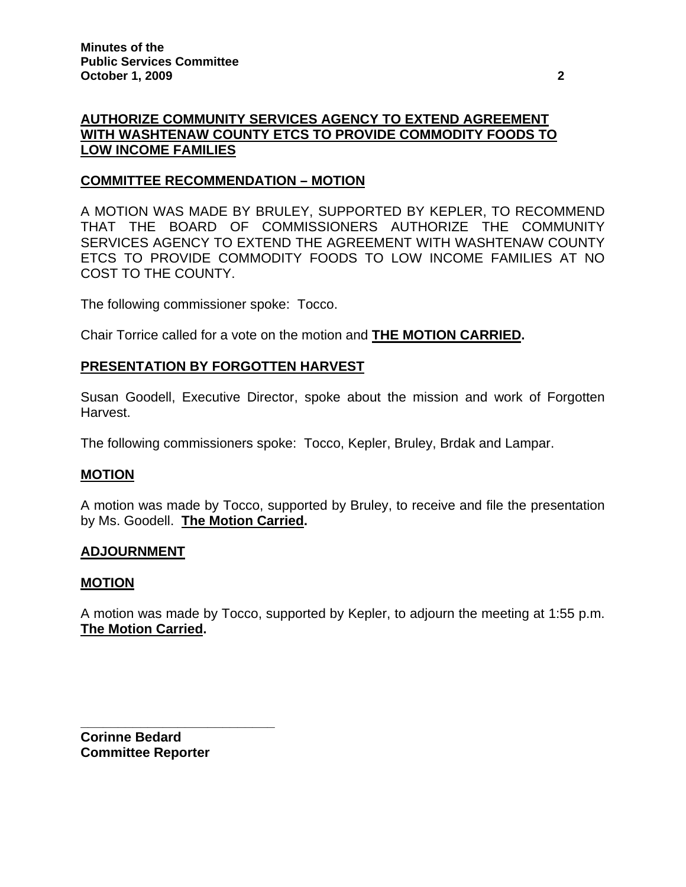## AUTHORIZE COMMUNITY SERVICES AGENCY TO EXTEND AGREEMENT WITH WASHTENAW COUNTY ETCS TO PROVIDE COMMODITY FOODS TO LOW INCOME FAMILIES

### COMMITTEE RECOMMENDATION – MOTION

A MOTION WAS MADE BY BRULEY, SUPPORTED BY KEPLER, TO RECOMMEND THAT THE BOARD OF COMMISSIONERS AUTHORIZE THE COMMUNITY SERVICES AGENCY TO EXTEND THE AGREEMENT WITH WASHTENAW COUNTY ETCS TO PROVIDE COMMODITY FOODS TO LOW INCOME FAMILIES AT NO COST TO THE COUNTY.

The following commissioner spoke: Tocco.

Chair Torrice called for a vote on the motion and **THE MOTION CARRIED.**

## PRESENTATION BY FORGOTTEN HARVEST

Susan Goodell, Executive Director, spoke about the mission and work of Forgotten Harvest.

The following commissioners spoke: Tocco, Kepler, Bruley, Brdak and Lampar.

### MOTION

A motion was made by Tocco, supported by Bruley, to receive and file the presentation by Ms. Goodell. **The Motion Carried.**

## ADJOURNMENT

### MOTION

A motion was made by Tocco, supported by Kepler, to adjourn the meeting at 1:55 p.m. **The Motion Carried.**

\_\_\_\_\_\_\_\_\_\_\_\_\_\_\_\_\_\_\_\_\_\_\_\_\_\_\_\_

**Corinne Bedard**
**Committee Reporter**